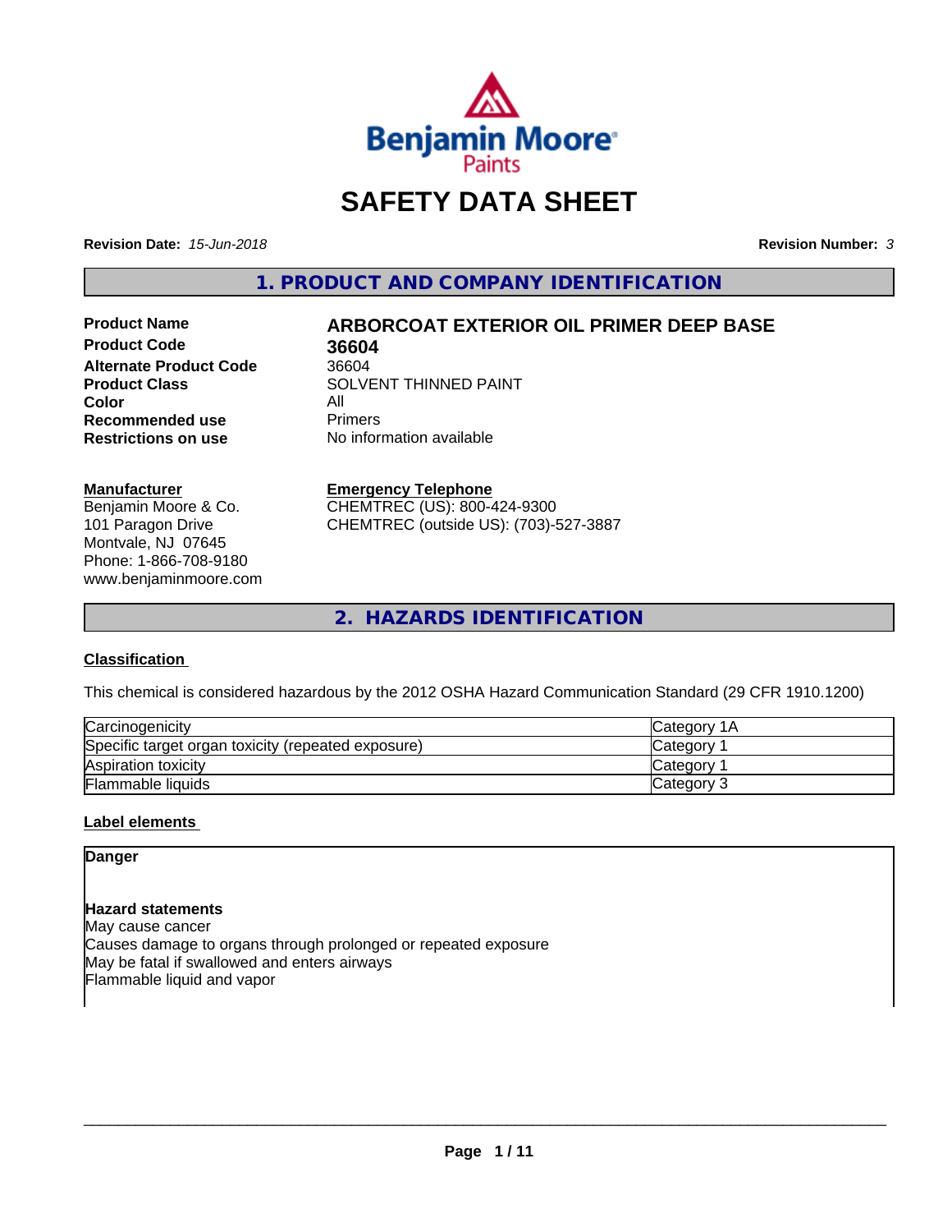# SAFETY DATA SHEET

**Revision Date:** *15-Jun-2018*

**Revision Number:** *3*

## 1. PRODUCT AND COMPANY IDENTIFICATION

| | |
|---|---|
| **Product Name** | **ARBORCOAT EXTERIOR OIL PRIMER DEEP BASE** |
| **Product Code** | **36604** |
| **Alternate Product Code** | 36604 |
| **Product Class** | SOLVENT THINNED PAINT |
| **Color** | All |
| **Recommended use** | Primers |
| **Restrictions on use** | No information available |

**Manufacturer**
Benjamin Moore & Co.
101 Paragon Drive
Montvale, NJ 07645
Phone: 1-866-708-9180
www.benjaminmoore.com

**Emergency Telephone**
CHEMTREC (US): 800-424-9300
CHEMTREC (outside US): (703)-527-3887

## 2. HAZARDS IDENTIFICATION

### Classification

This chemical is considered hazardous by the 2012 OSHA Hazard Communication Standard (29 CFR 1910.1200)

| | |
|---|---|
| Carcinogenicity | Category 1A |
| Specific target organ toxicity (repeated exposure) | Category 1 |
| Aspiration toxicity | Category 1 |
| Flammable liquids | Category 3 |

### Label elements

**Danger**

**Hazard statements**
May cause cancer
Causes damage to organs through prolonged or repeated exposure
May be fatal if swallowed and enters airways
Flammable liquid and vapor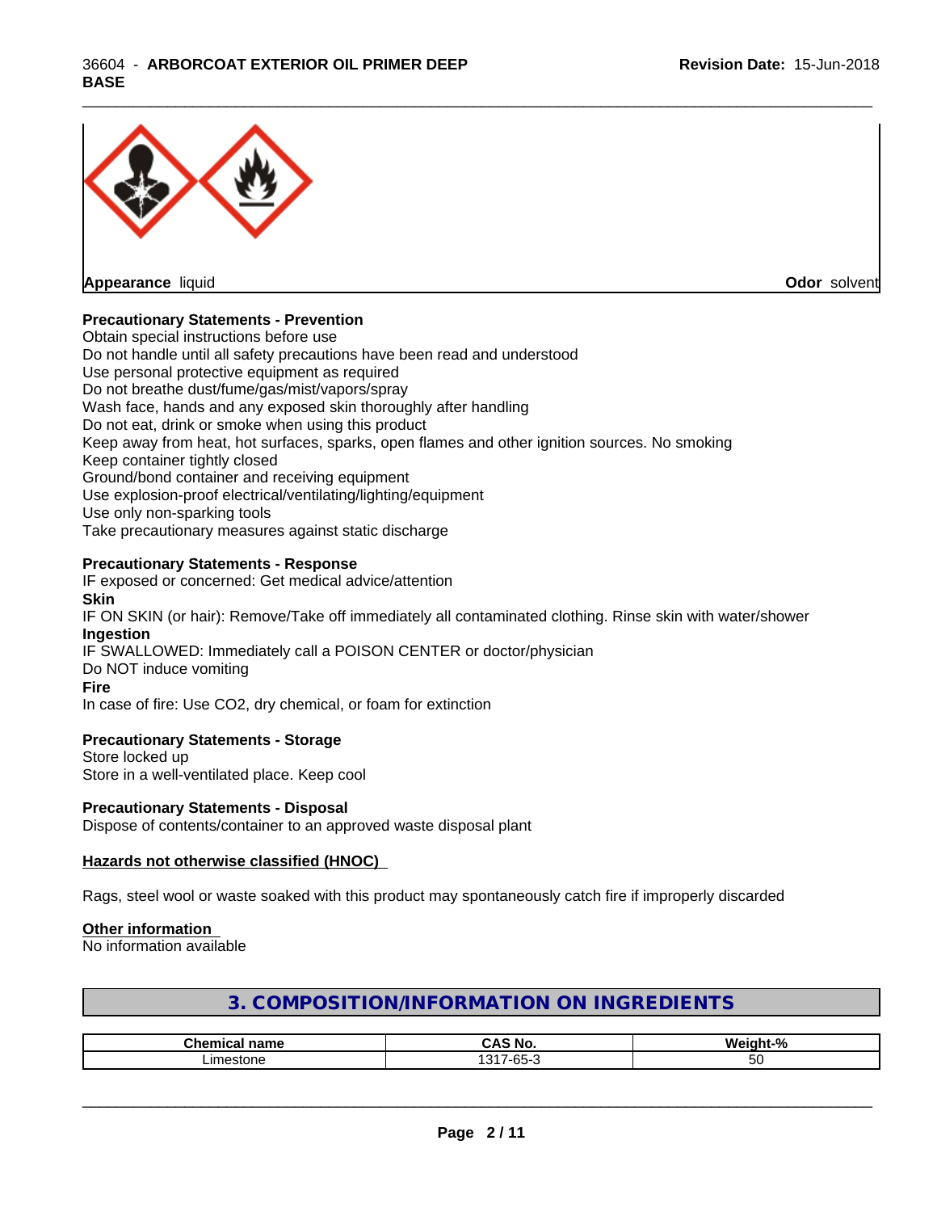**Appearance** liquid **Odor** solvent

**Precautionary Statements - Prevention**

Obtain special instructions before use
Do not handle until all safety precautions have been read and understood
Use personal protective equipment as required
Do not breathe dust/fume/gas/mist/vapors/spray
Wash face, hands and any exposed skin thoroughly after handling
Do not eat, drink or smoke when using this product
Keep away from heat, hot surfaces, sparks, open flames and other ignition sources. No smoking
Keep container tightly closed
Ground/bond container and receiving equipment
Use explosion-proof electrical/ventilating/lighting/equipment
Use only non-sparking tools
Take precautionary measures against static discharge

**Precautionary Statements - Response**

IF exposed or concerned: Get medical advice/attention

**Skin**

IF ON SKIN (or hair): Remove/Take off immediately all contaminated clothing. Rinse skin with water/shower

**Ingestion**

IF SWALLOWED: Immediately call a POISON CENTER or doctor/physician
Do NOT induce vomiting

**Fire**

In case of fire: Use CO2, dry chemical, or foam for extinction

**Precautionary Statements - Storage**

Store locked up
Store in a well-ventilated place. Keep cool

**Precautionary Statements - Disposal**

Dispose of contents/container to an approved waste disposal plant

**Hazards not otherwise classified (HNOC)**

Rags, steel wool or waste soaked with this product may spontaneously catch fire if improperly discarded

**Other information**

No information available

## 3. COMPOSITION/INFORMATION ON INGREDIENTS

| Chemical name | CAS No. | Weight-% |
|---|---|---|
| Limestone | 1317-65-3 | 50 |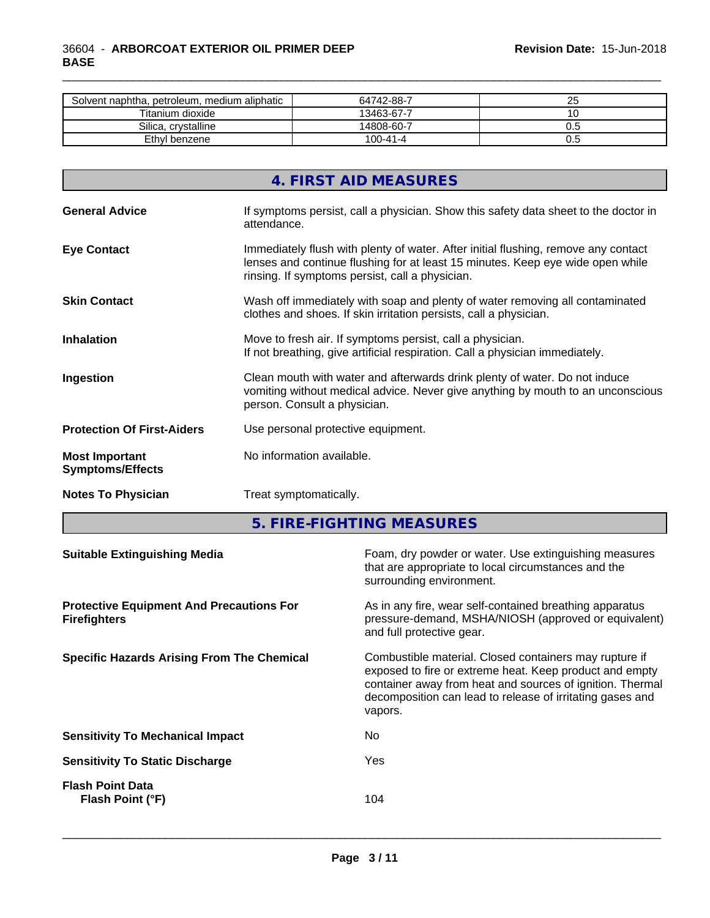| Solvent naphtha, petroleum, medium aliphatic | 64742-88-7 | 25 |
|---|---|---|
| Titanium dioxide | 13463-67-7 | 10 |
| Silica, crystalline | 14808-60-7 | 0.5 |
| Ethyl benzene | 100-41-4 | 0.5 |

## 4. FIRST AID MEASURES

**General Advice**
If symptoms persist, call a physician. Show this safety data sheet to the doctor in attendance.

**Eye Contact**
Immediately flush with plenty of water. After initial flushing, remove any contact lenses and continue flushing for at least 15 minutes. Keep eye wide open while rinsing. If symptoms persist, call a physician.

**Skin Contact**
Wash off immediately with soap and plenty of water removing all contaminated clothes and shoes. If skin irritation persists, call a physician.

**Inhalation**
Move to fresh air. If symptoms persist, call a physician.
If not breathing, give artificial respiration. Call a physician immediately.

**Ingestion**
Clean mouth with water and afterwards drink plenty of water. Do not induce vomiting without medical advice. Never give anything by mouth to an unconscious person. Consult a physician.

**Protection Of First-Aiders**
Use personal protective equipment.

**Most Important Symptoms/Effects**
No information available.

**Notes To Physician**
Treat symptomatically.

## 5. FIRE-FIGHTING MEASURES

**Suitable Extinguishing Media**
Foam, dry powder or water. Use extinguishing measures that are appropriate to local circumstances and the surrounding environment.

**Protective Equipment And Precautions For Firefighters**
As in any fire, wear self-contained breathing apparatus pressure-demand, MSHA/NIOSH (approved or equivalent) and full protective gear.

**Specific Hazards Arising From The Chemical**
Combustible material. Closed containers may rupture if exposed to fire or extreme heat. Keep product and empty container away from heat and sources of ignition. Thermal decomposition can lead to release of irritating gases and vapors.

**Sensitivity To Mechanical Impact**
No

**Sensitivity To Static Discharge**
Yes

**Flash Point Data**
**Flash Point (°F)**
104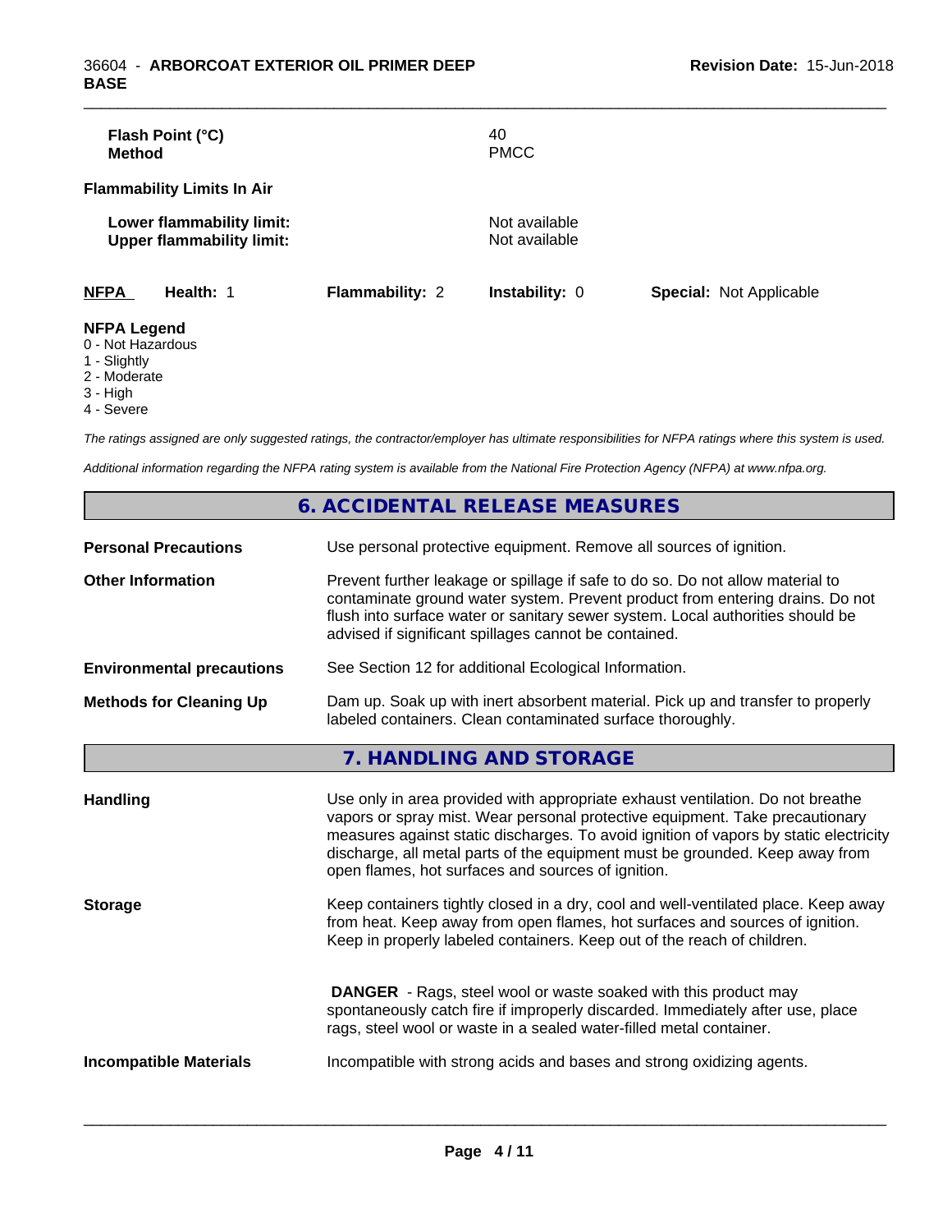| | |
|---|---|
| **Flash Point (°C)** | 40 |
| **Method** | PMCC |

**Flammability Limits In Air**

| | |
|---|---|
| **Lower flammability limit:** | Not available |
| **Upper flammability limit:** | Not available |

| **NFPA** | **Health:** 1 | **Flammability:** 2 | **Instability:** 0 | **Special:** Not Applicable |
|---|---|---|---|---|

**NFPA Legend**
0 - Not Hazardous
1 - Slightly
2 - Moderate
3 - High
4 - Severe

*The ratings assigned are only suggested ratings, the contractor/employer has ultimate responsibilities for NFPA ratings where this system is used.*

*Additional information regarding the NFPA rating system is available from the National Fire Protection Agency (NFPA) at www.nfpa.org.*

## 6. ACCIDENTAL RELEASE MEASURES

| | |
|---|---|
| **Personal Precautions** | Use personal protective equipment. Remove all sources of ignition. |
| **Other Information** | Prevent further leakage or spillage if safe to do so. Do not allow material to contaminate ground water system. Prevent product from entering drains. Do not flush into surface water or sanitary sewer system. Local authorities should be advised if significant spillages cannot be contained. |
| **Environmental precautions** | See Section 12 for additional Ecological Information. |
| **Methods for Cleaning Up** | Dam up. Soak up with inert absorbent material. Pick up and transfer to properly labeled containers. Clean contaminated surface thoroughly. |

## 7. HANDLING AND STORAGE

| | |
|---|---|
| **Handling** | Use only in area provided with appropriate exhaust ventilation. Do not breathe vapors or spray mist. Wear personal protective equipment. Take precautionary measures against static discharges. To avoid ignition of vapors by static electricity discharge, all metal parts of the equipment must be grounded. Keep away from open flames, hot surfaces and sources of ignition. |
| **Storage** | Keep containers tightly closed in a dry, cool and well-ventilated place. Keep away from heat. Keep away from open flames, hot surfaces and sources of ignition. Keep in properly labeled containers. Keep out of the reach of children. <br><br> **DANGER** - Rags, steel wool or waste soaked with this product may spontaneously catch fire if improperly discarded. Immediately after use, place rags, steel wool or waste in a sealed water-filled metal container. |
| **Incompatible Materials** | Incompatible with strong acids and bases and strong oxidizing agents. |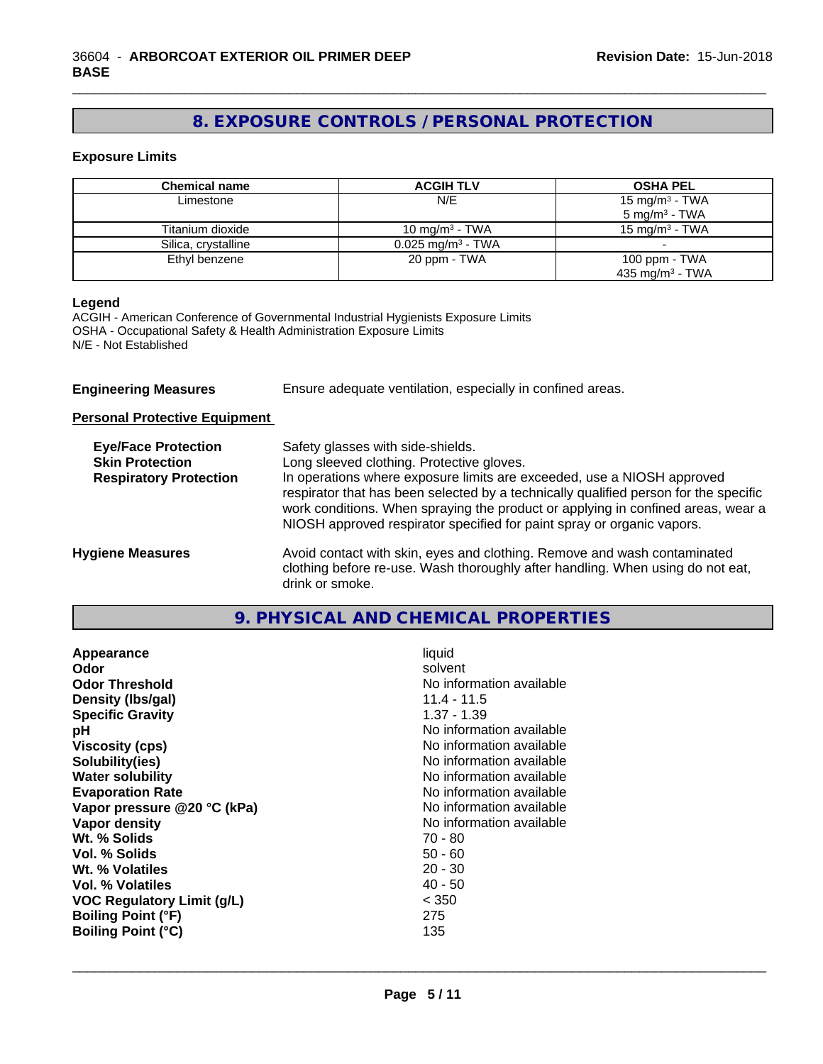## 8. EXPOSURE CONTROLS / PERSONAL PROTECTION

### Exposure Limits

| Chemical name | ACGIH TLV | OSHA PEL |
|---|---|---|
| Limestone | N/E | 15 mg/m³ - TWA<br>5 mg/m³ - TWA |
| Titanium dioxide | 10 mg/m³ - TWA | 15 mg/m³ - TWA |
| Silica, crystalline | 0.025 mg/m³ - TWA | - |
| Ethyl benzene | 20 ppm - TWA | 100 ppm - TWA<br>435 mg/m³ - TWA |

**Legend**
ACGIH - American Conference of Governmental Industrial Hygienists Exposure Limits
OSHA - Occupational Safety & Health Administration Exposure Limits
N/E - Not Established

**Engineering Measures** Ensure adequate ventilation, especially in confined areas.

**Personal Protective Equipment**

**Eye/Face Protection** Safety glasses with side-shields.

**Skin Protection** Long sleeved clothing. Protective gloves.

**Respiratory Protection** In operations where exposure limits are exceeded, use a NIOSH approved respirator that has been selected by a technically qualified person for the specific work conditions. When spraying the product or applying in confined areas, wear a NIOSH approved respirator specified for paint spray or organic vapors.

**Hygiene Measures** Avoid contact with skin, eyes and clothing. Remove and wash contaminated clothing before re-use. Wash thoroughly after handling. When using do not eat, drink or smoke.

## 9. PHYSICAL AND CHEMICAL PROPERTIES

| | |
|---|---|
| **Appearance** | liquid |
| **Odor** | solvent |
| **Odor Threshold** | No information available |
| **Density (lbs/gal)** | 11.4 - 11.5 |
| **Specific Gravity** | 1.37 - 1.39 |
| **pH** | No information available |
| **Viscosity (cps)** | No information available |
| **Solubility(ies)** | No information available |
| **Water solubility** | No information available |
| **Evaporation Rate** | No information available |
| **Vapor pressure @20 °C (kPa)** | No information available |
| **Vapor density** | No information available |
| **Wt. % Solids** | 70 - 80 |
| **Vol. % Solids** | 50 - 60 |
| **Wt. % Volatiles** | 20 - 30 |
| **Vol. % Volatiles** | 40 - 50 |
| **VOC Regulatory Limit (g/L)** | < 350 |
| **Boiling Point (°F)** | 275 |
| **Boiling Point (°C)** | 135 |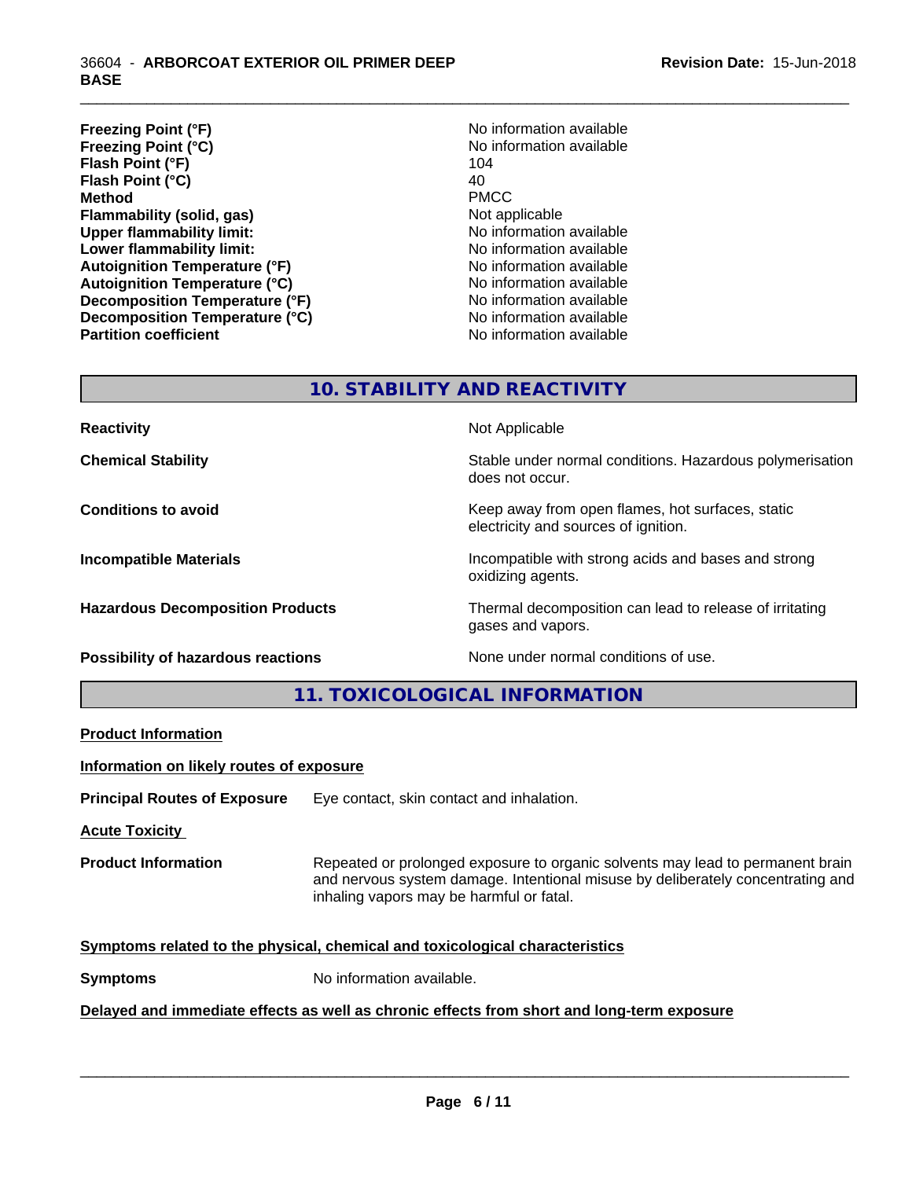| | |
|---|---|
| **Freezing Point (°F)** | No information available |
| **Freezing Point (°C)** | No information available |
| **Flash Point (°F)** | 104 |
| **Flash Point (°C)** | 40 |
| **Method** | PMCC |
| **Flammability (solid, gas)** | Not applicable |
| **Upper flammability limit:** | No information available |
| **Lower flammability limit:** | No information available |
| **Autoignition Temperature (°F)** | No information available |
| **Autoignition Temperature (°C)** | No information available |
| **Decomposition Temperature (°F)** | No information available |
| **Decomposition Temperature (°C)** | No information available |
| **Partition coefficient** | No information available |

## 10. STABILITY AND REACTIVITY

| | |
|---|---|
| **Reactivity** | Not Applicable |
| **Chemical Stability** | Stable under normal conditions. Hazardous polymerisation does not occur. |
| **Conditions to avoid** | Keep away from open flames, hot surfaces, static electricity and sources of ignition. |
| **Incompatible Materials** | Incompatible with strong acids and bases and strong oxidizing agents. |
| **Hazardous Decomposition Products** | Thermal decomposition can lead to release of irritating gases and vapors. |
| **Possibility of hazardous reactions** | None under normal conditions of use. |

## 11. TOXICOLOGICAL INFORMATION

**Product Information**

**Information on likely routes of exposure**

**Principal Routes of Exposure** Eye contact, skin contact and inhalation.

**Acute Toxicity**

**Product Information** Repeated or prolonged exposure to organic solvents may lead to permanent brain and nervous system damage. Intentional misuse by deliberately concentrating and inhaling vapors may be harmful or fatal.

**Symptoms related to the physical, chemical and toxicological characteristics**

**Symptoms** No information available.

**Delayed and immediate effects as well as chronic effects from short and long-term exposure**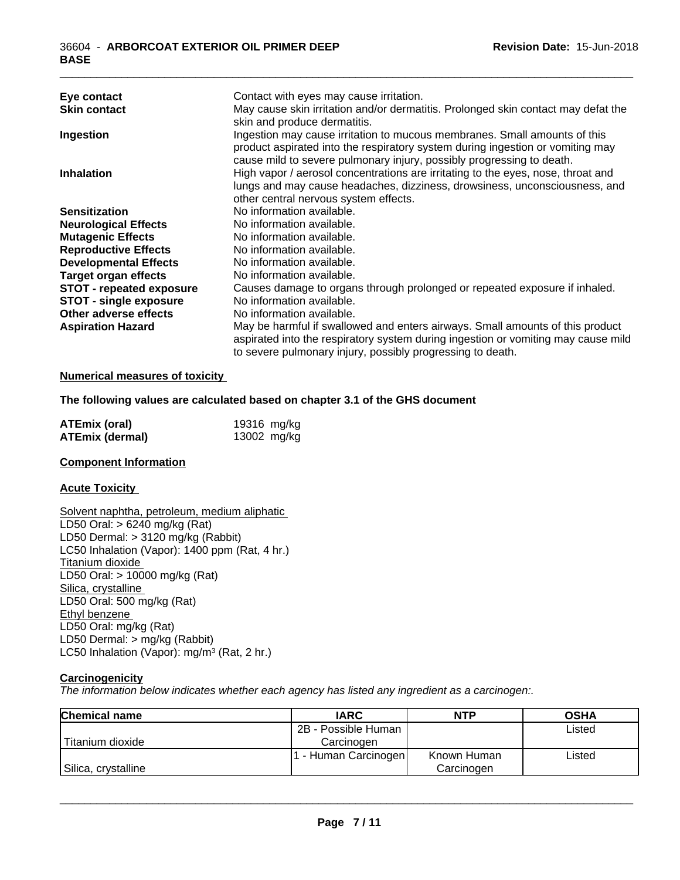| | |
|---|---|
| **Eye contact** | Contact with eyes may cause irritation. |
| **Skin contact** | May cause skin irritation and/or dermatitis. Prolonged skin contact may defat the skin and produce dermatitis. |
| **Ingestion** | Ingestion may cause irritation to mucous membranes. Small amounts of this product aspirated into the respiratory system during ingestion or vomiting may cause mild to severe pulmonary injury, possibly progressing to death. |
| **Inhalation** | High vapor / aerosol concentrations are irritating to the eyes, nose, throat and lungs and may cause headaches, dizziness, drowsiness, unconsciousness, and other central nervous system effects. |
| **Sensitization** | No information available. |
| **Neurological Effects** | No information available. |
| **Mutagenic Effects** | No information available. |
| **Reproductive Effects** | No information available. |
| **Developmental Effects** | No information available. |
| **Target organ effects** | No information available. |
| **STOT - repeated exposure** | Causes damage to organs through prolonged or repeated exposure if inhaled. |
| **STOT - single exposure** | No information available. |
| **Other adverse effects** | No information available. |
| **Aspiration Hazard** | May be harmful if swallowed and enters airways. Small amounts of this product aspirated into the respiratory system during ingestion or vomiting may cause mild to severe pulmonary injury, possibly progressing to death. |

**Numerical measures of toxicity**

**The following values are calculated based on chapter 3.1 of the GHS document**

| | |
|---|---|
| **ATEmix (oral)** | 19316 mg/kg |
| **ATEmix (dermal)** | 13002 mg/kg |

**Component Information**

**Acute Toxicity**

Solvent naphtha, petroleum, medium aliphatic
LD50 Oral: > 6240 mg/kg (Rat)
LD50 Dermal: > 3120 mg/kg (Rabbit)
LC50 Inhalation (Vapor): 1400 ppm (Rat, 4 hr.)
Titanium dioxide
LD50 Oral: > 10000 mg/kg (Rat)
Silica, crystalline
LD50 Oral: 500 mg/kg (Rat)
Ethyl benzene
LD50 Oral: mg/kg (Rat)
LD50 Dermal: > mg/kg (Rabbit)
LC50 Inhalation (Vapor): mg/m³ (Rat, 2 hr.)

**Carcinogenicity**

*The information below indicates whether each agency has listed any ingredient as a carcinogen:.*

| Chemical name | IARC | NTP | OSHA |
|---|---|---|---|
| Titanium dioxide | 2B - Possible Human Carcinogen | | Listed |
| Silica, crystalline | 1 - Human Carcinogen | Known Human Carcinogen | Listed |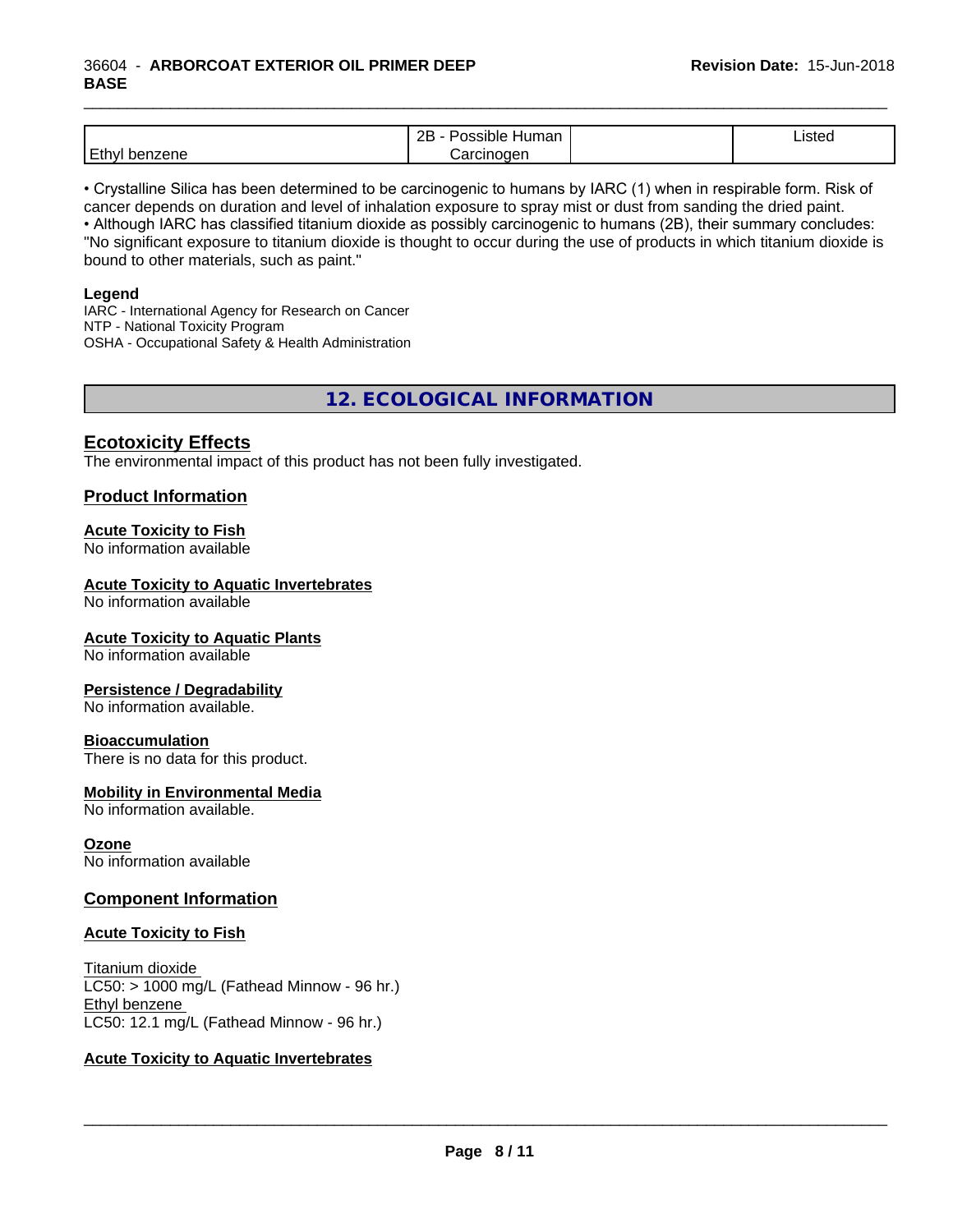| Ethyl benzene | 2B - Possible Human Carcinogen | | Listed |
|---|---|---|---|

• Crystalline Silica has been determined to be carcinogenic to humans by IARC (1) when in respirable form. Risk of cancer depends on duration and level of inhalation exposure to spray mist or dust from sanding the dried paint.
• Although IARC has classified titanium dioxide as possibly carcinogenic to humans (2B), their summary concludes: "No significant exposure to titanium dioxide is thought to occur during the use of products in which titanium dioxide is bound to other materials, such as paint."

**Legend**

IARC - International Agency for Research on Cancer
NTP - National Toxicity Program
OSHA - Occupational Safety & Health Administration

# 12. ECOLOGICAL INFORMATION

## Ecotoxicity Effects

The environmental impact of this product has not been fully investigated.

## Product Information

### Acute Toxicity to Fish

No information available

### Acute Toxicity to Aquatic Invertebrates

No information available

### Acute Toxicity to Aquatic Plants

No information available

### Persistence / Degradability

No information available.

### Bioaccumulation

There is no data for this product.

### Mobility in Environmental Media

No information available.

### Ozone

No information available

## Component Information

### Acute Toxicity to Fish

Titanium dioxide
LC50: > 1000 mg/L (Fathead Minnow - 96 hr.)
Ethyl benzene
LC50: 12.1 mg/L (Fathead Minnow - 96 hr.)

### Acute Toxicity to Aquatic Invertebrates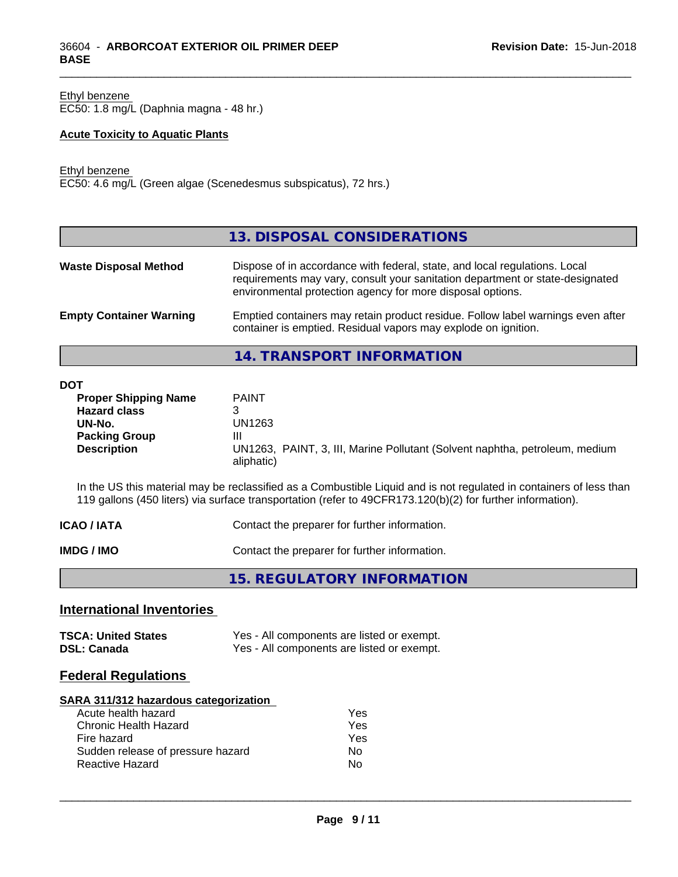Ethyl benzene
EC50: 1.8 mg/L (Daphnia magna - 48 hr.)

**Acute Toxicity to Aquatic Plants**

Ethyl benzene
EC50: 4.6 mg/L (Green algae (Scenedesmus subspicatus), 72 hrs.)

## 13. DISPOSAL CONSIDERATIONS

| | |
|---|---|
| **Waste Disposal Method** | Dispose of in accordance with federal, state, and local regulations. Local requirements may vary, consult your sanitation department or state-designated environmental protection agency for more disposal options. |
| **Empty Container Warning** | Emptied containers may retain product residue. Follow label warnings even after container is emptied. Residual vapors may explode on ignition. |

## 14. TRANSPORT INFORMATION

**DOT**

| | |
|---|---|
| **Proper Shipping Name** | PAINT |
| **Hazard class** | 3 |
| **UN-No.** | UN1263 |
| **Packing Group** | III |
| **Description** | UN1263, PAINT, 3, III, Marine Pollutant (Solvent naphtha, petroleum, medium aliphatic) |

In the US this material may be reclassified as a Combustible Liquid and is not regulated in containers of less than 119 gallons (450 liters) via surface transportation (refer to 49CFR173.120(b)(2) for further information).

| | |
|---|---|
| **ICAO / IATA** | Contact the preparer for further information. |
| **IMDG / IMO** | Contact the preparer for further information. |

## 15. REGULATORY INFORMATION

### International Inventories

| | |
|---|---|
| **TSCA: United States** | Yes - All components are listed or exempt. |
| **DSL: Canada** | Yes - All components are listed or exempt. |

### Federal Regulations

**SARA 311/312 hazardous categorization**

| | |
|---|---|
| Acute health hazard | Yes |
| Chronic Health Hazard | Yes |
| Fire hazard | Yes |
| Sudden release of pressure hazard | No |
| Reactive Hazard | No |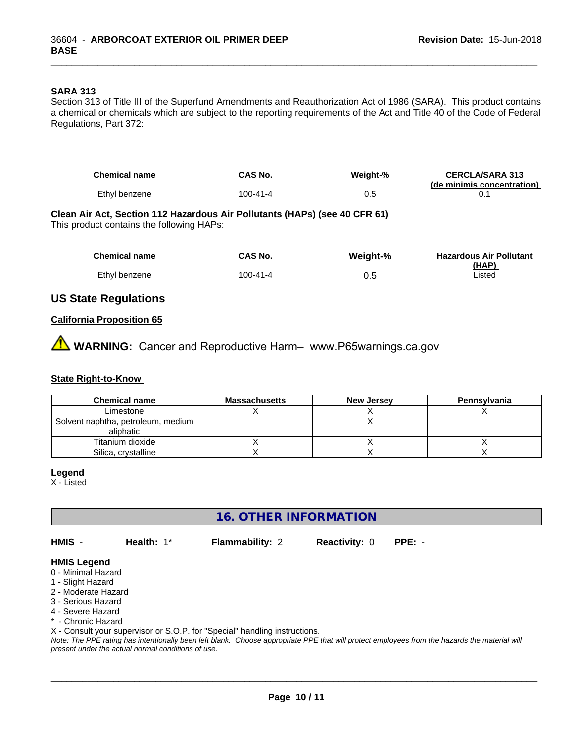### SARA 313

Section 313 of Title III of the Superfund Amendments and Reauthorization Act of 1986 (SARA). This product contains a chemical or chemicals which are subject to the reporting requirements of the Act and Title 40 of the Code of Federal Regulations, Part 372:

| Chemical name | CAS No. | Weight-% | CERCLA/SARA 313 (de minimis concentration) |
|---|---|---|---|
| Ethyl benzene | 100-41-4 | 0.5 | 0.1 |

### Clean Air Act, Section 112 Hazardous Air Pollutants (HAPs) (see 40 CFR 61)

This product contains the following HAPs:

| Chemical name | CAS No. | Weight-% | Hazardous Air Pollutant (HAP) |
|---|---|---|---|
| Ethyl benzene | 100-41-4 | 0.5 | Listed |

## US State Regulations

### California Proposition 65

⚠ **WARNING:** Cancer and Reproductive Harm– www.P65warnings.ca.gov

### State Right-to-Know

| Chemical name | Massachusetts | New Jersey | Pennsylvania |
|---|---|---|---|
| Limestone | X | X | X |
| Solvent naphtha, petroleum, medium aliphatic | | X | |
| Titanium dioxide | X | X | X |
| Silica, crystalline | X | X | X |

**Legend**

X - Listed

## 16. OTHER INFORMATION

**HMIS** - **Health:** 1* **Flammability:** 2 **Reactivity:** 0 **PPE:** -

**HMIS Legend**

0 - Minimal Hazard
1 - Slight Hazard
2 - Moderate Hazard
3 - Serious Hazard
4 - Severe Hazard
* - Chronic Hazard
X - Consult your supervisor or S.O.P. for "Special" handling instructions.

*Note: The PPE rating has intentionally been left blank. Choose appropriate PPE that will protect employees from the hazards the material will present under the actual normal conditions of use.*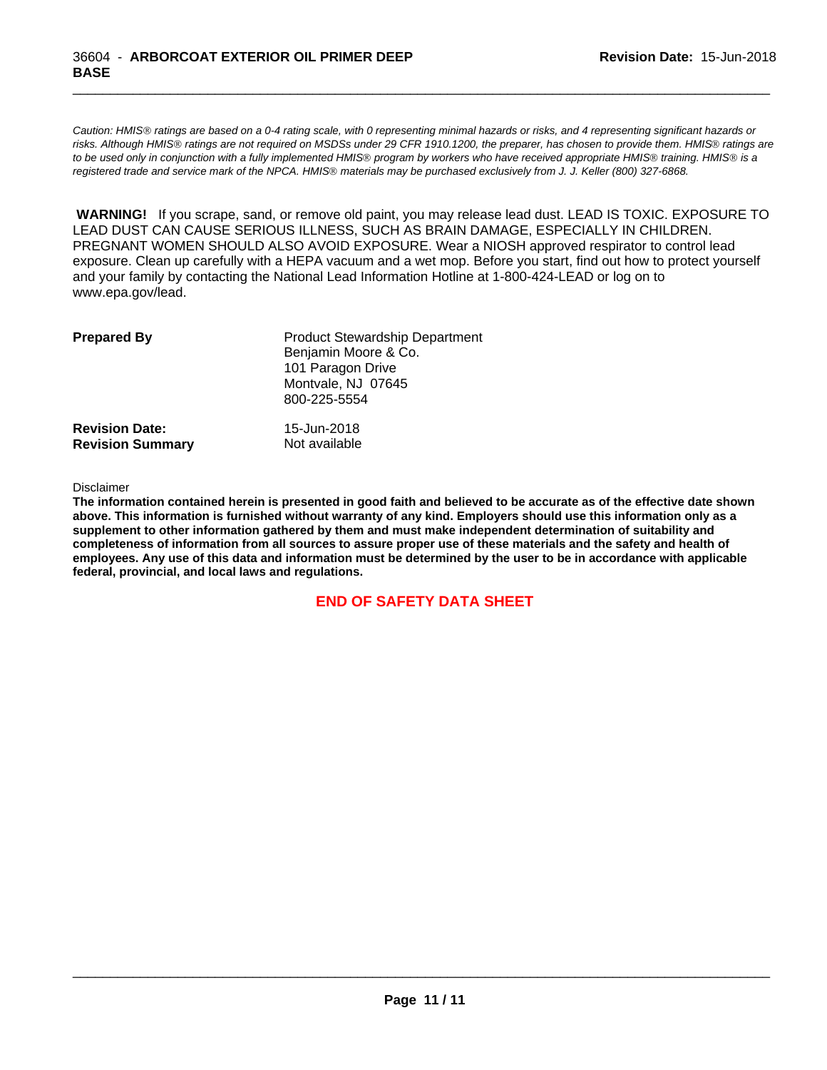*Caution: HMIS® ratings are based on a 0-4 rating scale, with 0 representing minimal hazards or risks, and 4 representing significant hazards or risks. Although HMIS® ratings are not required on MSDSs under 29 CFR 1910.1200, the preparer, has chosen to provide them. HMIS® ratings are to be used only in conjunction with a fully implemented HMIS® program by workers who have received appropriate HMIS® training. HMIS® is a registered trade and service mark of the NPCA. HMIS® materials may be purchased exclusively from J. J. Keller (800) 327-6868.*

**WARNING!** If you scrape, sand, or remove old paint, you may release lead dust. LEAD IS TOXIC. EXPOSURE TO LEAD DUST CAN CAUSE SERIOUS ILLNESS, SUCH AS BRAIN DAMAGE, ESPECIALLY IN CHILDREN. PREGNANT WOMEN SHOULD ALSO AVOID EXPOSURE. Wear a NIOSH approved respirator to control lead exposure. Clean up carefully with a HEPA vacuum and a wet mop. Before you start, find out how to protect yourself and your family by contacting the National Lead Information Hotline at 1-800-424-LEAD or log on to www.epa.gov/lead.

| | |
|---|---|
| **Prepared By** | Product Stewardship Department<br>Benjamin Moore & Co.<br>101 Paragon Drive<br>Montvale, NJ 07645<br>800-225-5554 |
| **Revision Date:** | 15-Jun-2018 |
| **Revision Summary** | Not available |

Disclaimer

**The information contained herein is presented in good faith and believed to be accurate as of the effective date shown above. This information is furnished without warranty of any kind. Employers should use this information only as a supplement to other information gathered by them and must make independent determination of suitability and completeness of information from all sources to assure proper use of these materials and the safety and health of employees. Any use of this data and information must be determined by the user to be in accordance with applicable federal, provincial, and local laws and regulations.**

**END OF SAFETY DATA SHEET**